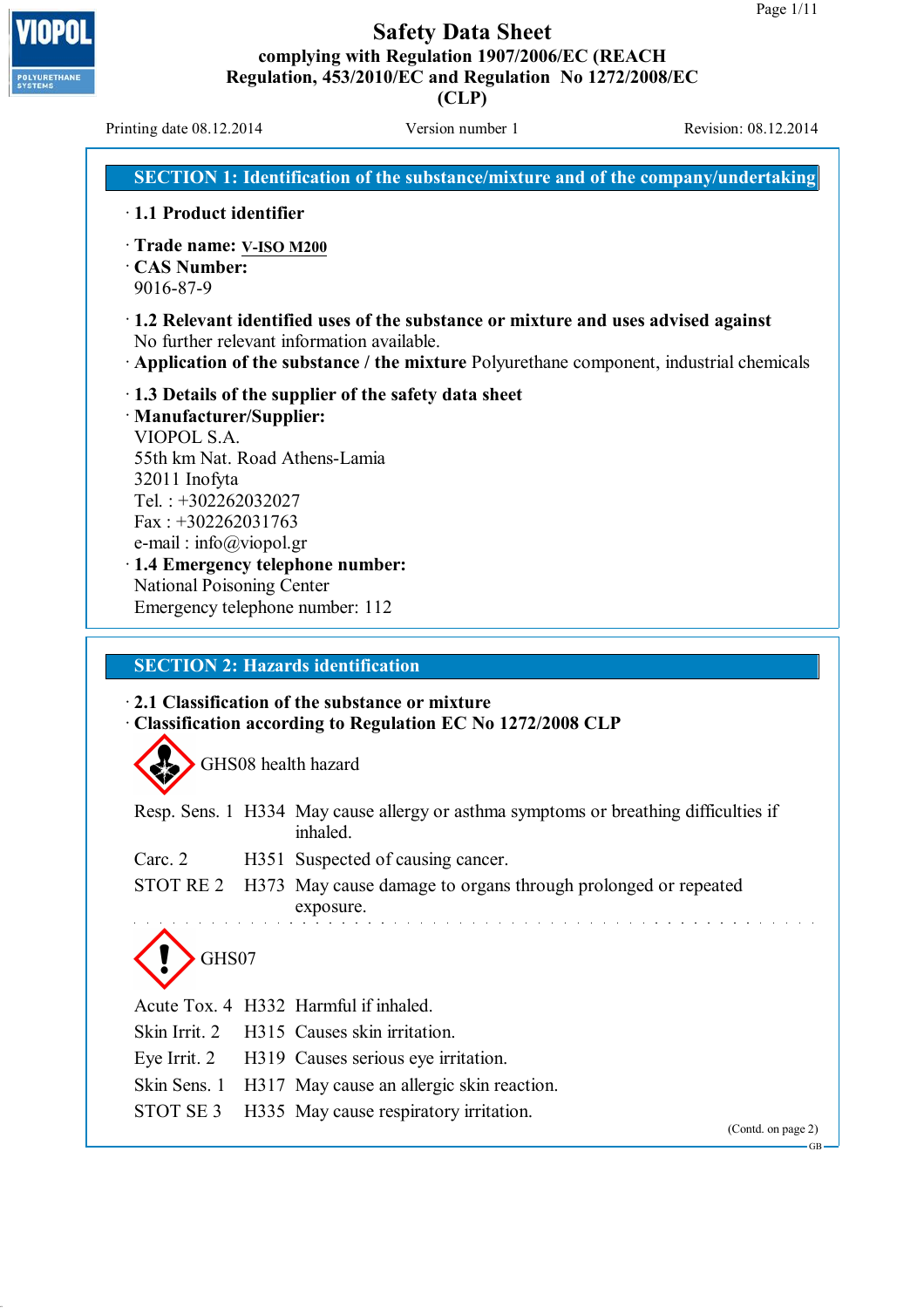# Safety Data Sheet

**complying with Regulation 1907/2006/EC (REACH Regulation, 453/2010/EC and Regulation No 1272/2008/EC (CLP)**

Printing date 08.12.2014 | Version number 1 | Revision: 08.12.2014

## SECTION 1: Identification of the substance/mixture and of the company/undertaking

· **1.1 Product identifier**

· **Trade name:** V-ISO M200

· **CAS Number:**
9016-87-9

· **1.2 Relevant identified uses of the substance or mixture and uses advised against**
No further relevant information available.

· **Application of the substance / the mixture** Polyurethane component, industrial chemicals

· **1.3 Details of the supplier of the safety data sheet**

· **Manufacturer/Supplier:**
VIOPOL S.A.
55th km Nat. Road Athens-Lamia
32011 Inofyta
Tel. : +302262032027
Fax : +302262031763
e-mail : info@viopol.gr

· **1.4 Emergency telephone number:**
National Poisoning Center
Emergency telephone number: 112

## SECTION 2: Hazards identification

· **2.1 Classification of the substance or mixture**

· **Classification according to Regulation EC No 1272/2008 CLP**

GHS08 health hazard

| | | |
|---|---|---|
| Resp. Sens. 1 | H334 | May cause allergy or asthma symptoms or breathing difficulties if inhaled. |
| Carc. 2 | H351 | Suspected of causing cancer. |
| STOT RE 2 | H373 | May cause damage to organs through prolonged or repeated exposure. |

GHS07

| | | |
|---|---|---|
| Acute Tox. 4 | H332 | Harmful if inhaled. |
| Skin Irrit. 2 | H315 | Causes skin irritation. |
| Eye Irrit. 2 | H319 | Causes serious eye irritation. |
| Skin Sens. 1 | H317 | May cause an allergic skin reaction. |
| STOT SE 3 | H335 | May cause respiratory irritation. |

(Contd. on page 2)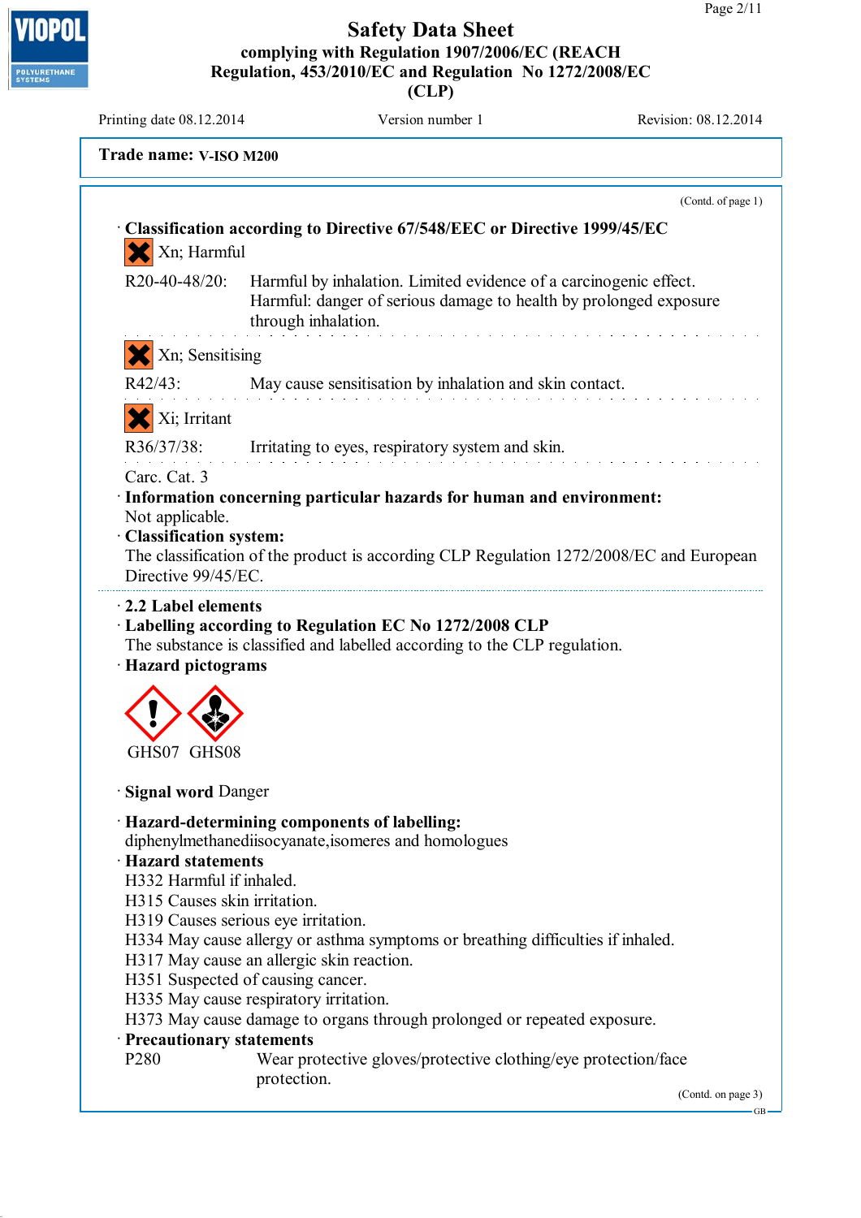**Trade name: V-ISO M200**

(Contd. of page 1)

· **Classification according to Directive 67/548/EEC or Directive 1999/45/EC**

Xn; Harmful

R20-40-48/20: Harmful by inhalation. Limited evidence of a carcinogenic effect. Harmful: danger of serious damage to health by prolonged exposure through inhalation.

Xn; Sensitising

R42/43: May cause sensitisation by inhalation and skin contact.

Xi; Irritant

R36/37/38: Irritating to eyes, respiratory system and skin.

Carc. Cat. 3

· **Information concerning particular hazards for human and environment:**
Not applicable.

· **Classification system:**
The classification of the product is according CLP Regulation 1272/2008/EC and European Directive 99/45/EC.

· **2.2 Label elements**

· **Labelling according to Regulation EC No 1272/2008 CLP**
The substance is classified and labelled according to the CLP regulation.

· **Hazard pictograms**

GHS07 GHS08

· **Signal word** Danger

· **Hazard-determining components of labelling:**
diphenylmethanediisocyanate,isomeres and homologues

· **Hazard statements**
H332 Harmful if inhaled.
H315 Causes skin irritation.
H319 Causes serious eye irritation.
H334 May cause allergy or asthma symptoms or breathing difficulties if inhaled.
H317 May cause an allergic skin reaction.
H351 Suspected of causing cancer.
H335 May cause respiratory irritation.
H373 May cause damage to organs through prolonged or repeated exposure.

· **Precautionary statements**
P280 Wear protective gloves/protective clothing/eye protection/face protection.

(Contd. on page 3)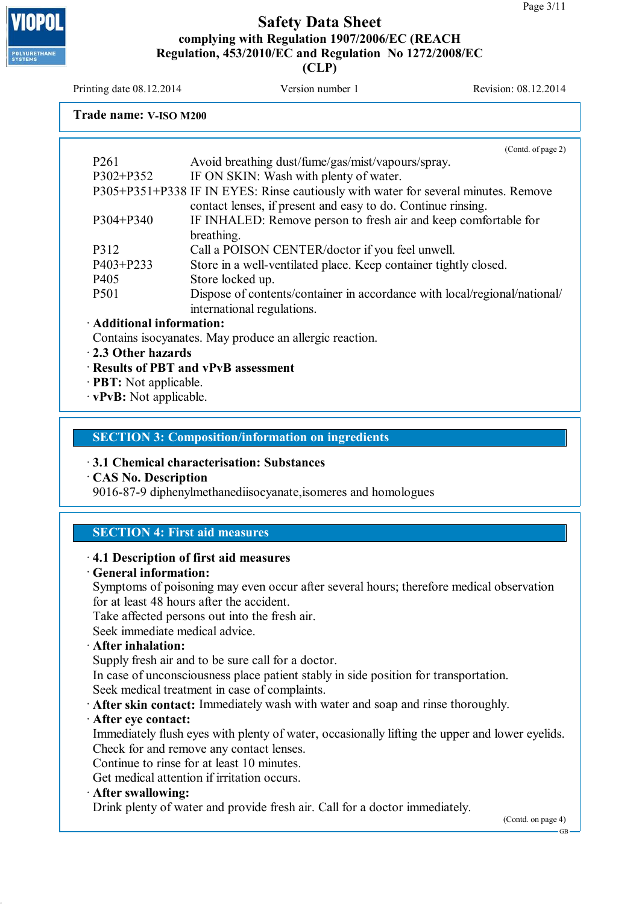**Trade name: V-ISO M200**

(Contd. of page 2)

| | |
|---|---|
| P261 | Avoid breathing dust/fume/gas/mist/vapours/spray. |
| P302+P352 | IF ON SKIN: Wash with plenty of water. |
| P305+P351+P338 | IF IN EYES: Rinse cautiously with water for several minutes. Remove contact lenses, if present and easy to do. Continue rinsing. |
| P304+P340 | IF INHALED: Remove person to fresh air and keep comfortable for breathing. |
| P312 | Call a POISON CENTER/doctor if you feel unwell. |
| P403+P233 | Store in a well-ventilated place. Keep container tightly closed. |
| P405 | Store locked up. |
| P501 | Dispose of contents/container in accordance with local/regional/national/international regulations. |

· **Additional information:**
Contains isocyanates. May produce an allergic reaction.

· **2.3 Other hazards**
· **Results of PBT and vPvB assessment**
· **PBT:** Not applicable.
· **vPvB:** Not applicable.

## SECTION 3: Composition/information on ingredients

· **3.1 Chemical characterisation: Substances**
· **CAS No. Description**
9016-87-9 diphenylmethanediisocyanate,isomeres and homologues

## SECTION 4: First aid measures

· **4.1 Description of first aid measures**
· **General information:**
Symptoms of poisoning may even occur after several hours; therefore medical observation for at least 48 hours after the accident.
Take affected persons out into the fresh air.
Seek immediate medical advice.
· **After inhalation:**
Supply fresh air and to be sure call for a doctor.
In case of unconsciousness place patient stably in side position for transportation.
Seek medical treatment in case of complaints.
· **After skin contact:** Immediately wash with water and soap and rinse thoroughly.
· **After eye contact:**
Immediately flush eyes with plenty of water, occasionally lifting the upper and lower eyelids.
Check for and remove any contact lenses.
Continue to rinse for at least 10 minutes.
Get medical attention if irritation occurs.
· **After swallowing:**
Drink plenty of water and provide fresh air. Call for a doctor immediately.

(Contd. on page 4)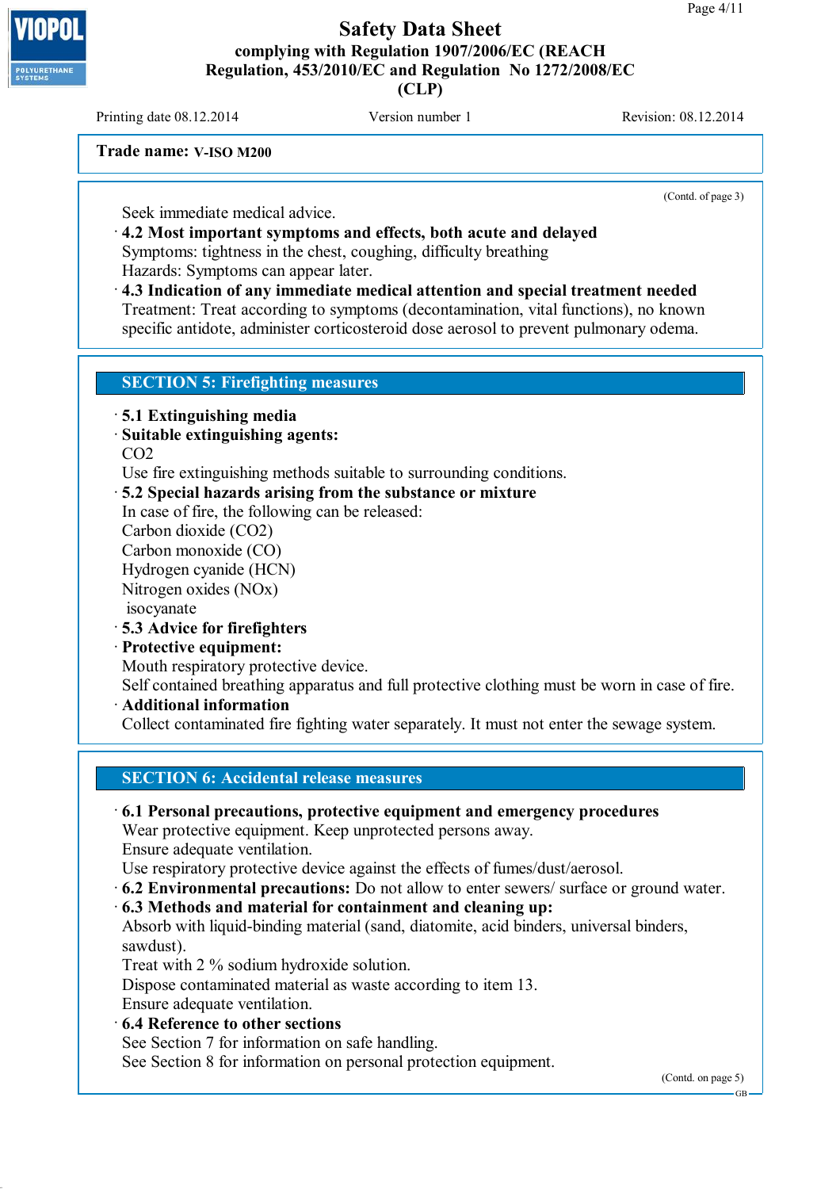**Trade name: V-ISO M200**

(Contd. of page 3)

Seek immediate medical advice.

· **4.2 Most important symptoms and effects, both acute and delayed**
Symptoms: tightness in the chest, coughing, difficulty breathing
Hazards: Symptoms can appear later.

· **4.3 Indication of any immediate medical attention and special treatment needed**
Treatment: Treat according to symptoms (decontamination, vital functions), no known specific antidote, administer corticosteroid dose aerosol to prevent pulmonary odema.

## SECTION 5: Firefighting measures

· **5.1 Extinguishing media**
· **Suitable extinguishing agents:**
$CO_2$
Use fire extinguishing methods suitable to surrounding conditions.

· **5.2 Special hazards arising from the substance or mixture**
In case of fire, the following can be released:
Carbon dioxide ($CO_2$)
Carbon monoxide (CO)
Hydrogen cyanide (HCN)
Nitrogen oxides ($NO_x$)
isocyanate

· **5.3 Advice for firefighters**
· **Protective equipment:**
Mouth respiratory protective device.
Self contained breathing apparatus and full protective clothing must be worn in case of fire.

· **Additional information**
Collect contaminated fire fighting water separately. It must not enter the sewage system.

## SECTION 6: Accidental release measures

· **6.1 Personal precautions, protective equipment and emergency procedures**
Wear protective equipment. Keep unprotected persons away.
Ensure adequate ventilation.
Use respiratory protective device against the effects of fumes/dust/aerosol.

· **6.2 Environmental precautions:** Do not allow to enter sewers/ surface or ground water.

· **6.3 Methods and material for containment and cleaning up:**
Absorb with liquid-binding material (sand, diatomite, acid binders, universal binders, sawdust).
Treat with 2 % sodium hydroxide solution.
Dispose contaminated material as waste according to item 13.
Ensure adequate ventilation.

· **6.4 Reference to other sections**
See Section 7 for information on safe handling.
See Section 8 for information on personal protection equipment.

(Contd. on page 5)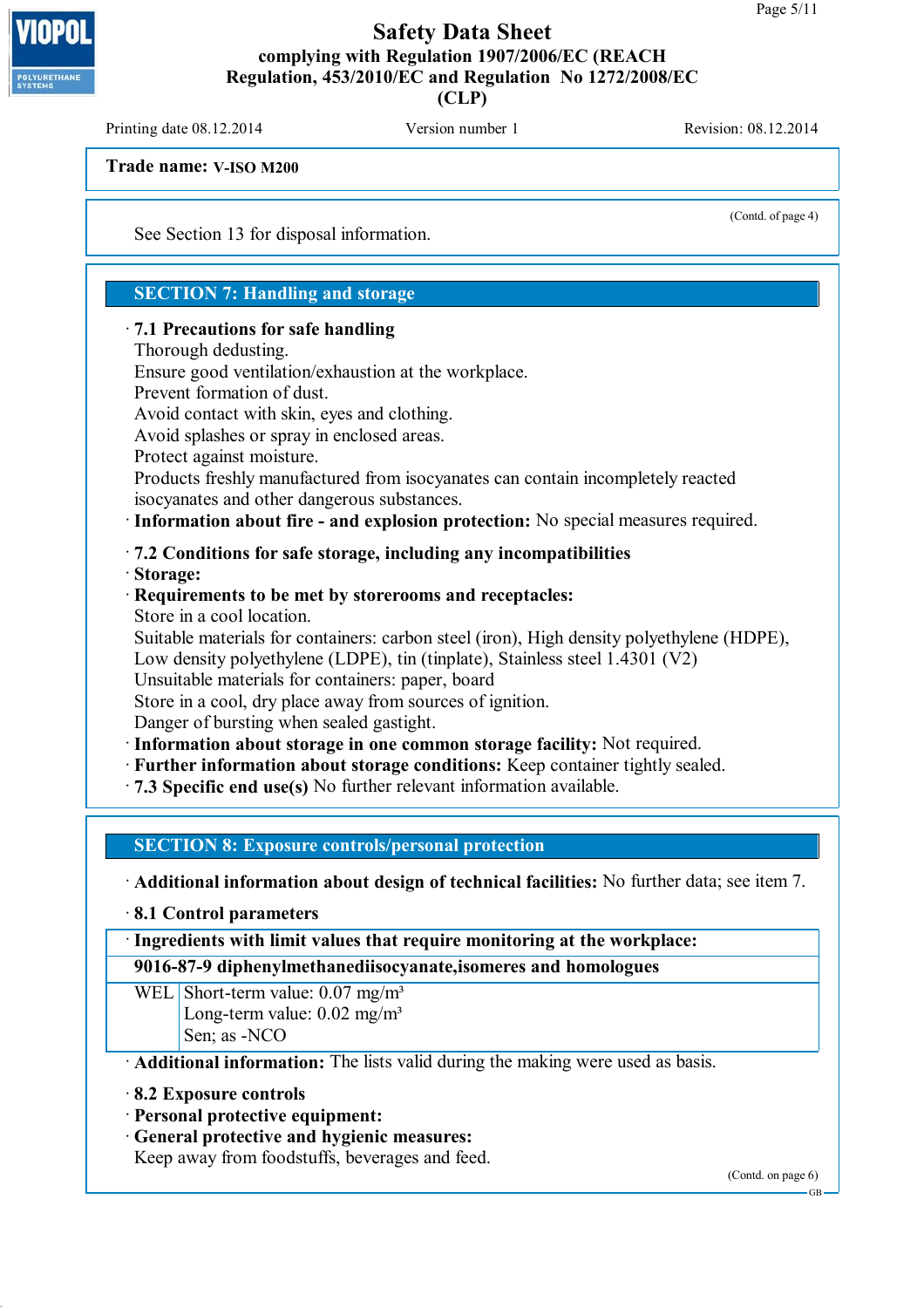**Trade name: V-ISO M200**

(Contd. of page 4)

See Section 13 for disposal information.

## SECTION 7: Handling and storage

· **7.1 Precautions for safe handling**
Thorough dedusting.
Ensure good ventilation/exhaustion at the workplace.
Prevent formation of dust.
Avoid contact with skin, eyes and clothing.
Avoid splashes or spray in enclosed areas.
Protect against moisture.
Products freshly manufactured from isocyanates can contain incompletely reacted isocyanates and other dangerous substances.
· **Information about fire - and explosion protection:** No special measures required.

· **7.2 Conditions for safe storage, including any incompatibilities**
· **Storage:**
· **Requirements to be met by storerooms and receptacles:**
Store in a cool location.
Suitable materials for containers: carbon steel (iron), High density polyethylene (HDPE), Low density polyethylene (LDPE), tin (tinplate), Stainless steel 1.4301 (V2)
Unsuitable materials for containers: paper, board
Store in a cool, dry place away from sources of ignition.
Danger of bursting when sealed gastight.
· **Information about storage in one common storage facility:** Not required.
· **Further information about storage conditions:** Keep container tightly sealed.
· **7.3 Specific end use(s)** No further relevant information available.

## SECTION 8: Exposure controls/personal protection

· **Additional information about design of technical facilities:** No further data; see item 7.

· **8.1 Control parameters**

| · **Ingredients with limit values that require monitoring at the workplace:** | |
|---|---|
| **9016-87-9 diphenylmethanediisocyanate,isomeres and homologues** | |
| WEL | Short-term value: 0.07 mg/m³<br>Long-term value: 0.02 mg/m³<br>Sen; as -NCO |

· **Additional information:** The lists valid during the making were used as basis.

· **8.2 Exposure controls**
· **Personal protective equipment:**
· **General protective and hygienic measures:**
Keep away from foodstuffs, beverages and feed.

(Contd. on page 6)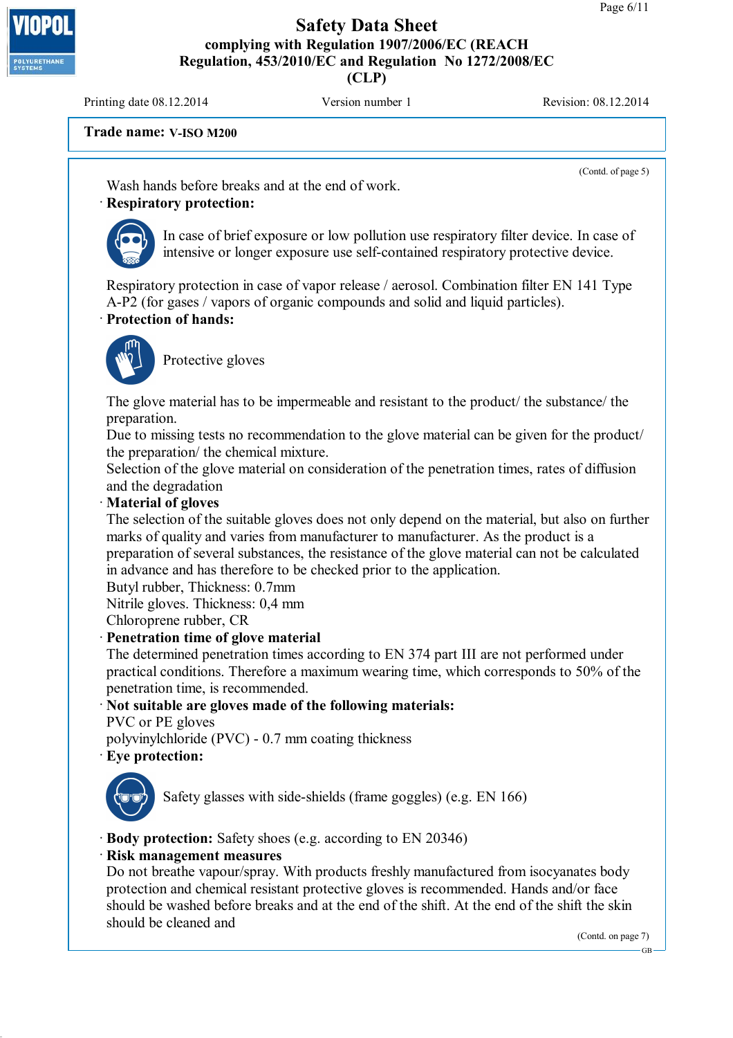**Trade name: V-ISO M200**

(Contd. of page 5)

Wash hands before breaks and at the end of work.

· **Respiratory protection:**

In case of brief exposure or low pollution use respiratory filter device. In case of intensive or longer exposure use self-contained respiratory protective device.

Respiratory protection in case of vapor release / aerosol. Combination filter EN 141 Type A-P2 (for gases / vapors of organic compounds and solid and liquid particles).

· **Protection of hands:**

Protective gloves

The glove material has to be impermeable and resistant to the product/ the substance/ the preparation.
Due to missing tests no recommendation to the glove material can be given for the product/ the preparation/ the chemical mixture.
Selection of the glove material on consideration of the penetration times, rates of diffusion and the degradation

· **Material of gloves**

The selection of the suitable gloves does not only depend on the material, but also on further marks of quality and varies from manufacturer to manufacturer. As the product is a preparation of several substances, the resistance of the glove material can not be calculated in advance and has therefore to be checked prior to the application.
Butyl rubber, Thickness: 0.7mm
Nitrile gloves. Thickness: 0,4 mm
Chloroprene rubber, CR

· **Penetration time of glove material**

The determined penetration times according to EN 374 part III are not performed under practical conditions. Therefore a maximum wearing time, which corresponds to 50% of the penetration time, is recommended.

· **Not suitable are gloves made of the following materials:**

PVC or PE gloves
polyvinylchloride (PVC) - 0.7 mm coating thickness

· **Eye protection:**

Safety glasses with side-shields (frame goggles) (e.g. EN 166)

· **Body protection:** Safety shoes (e.g. according to EN 20346)

· **Risk management measures**

Do not breathe vapour/spray. With products freshly manufactured from isocyanates body protection and chemical resistant protective gloves is recommended. Hands and/or face should be washed before breaks and at the end of the shift. At the end of the shift the skin should be cleaned and

(Contd. on page 7)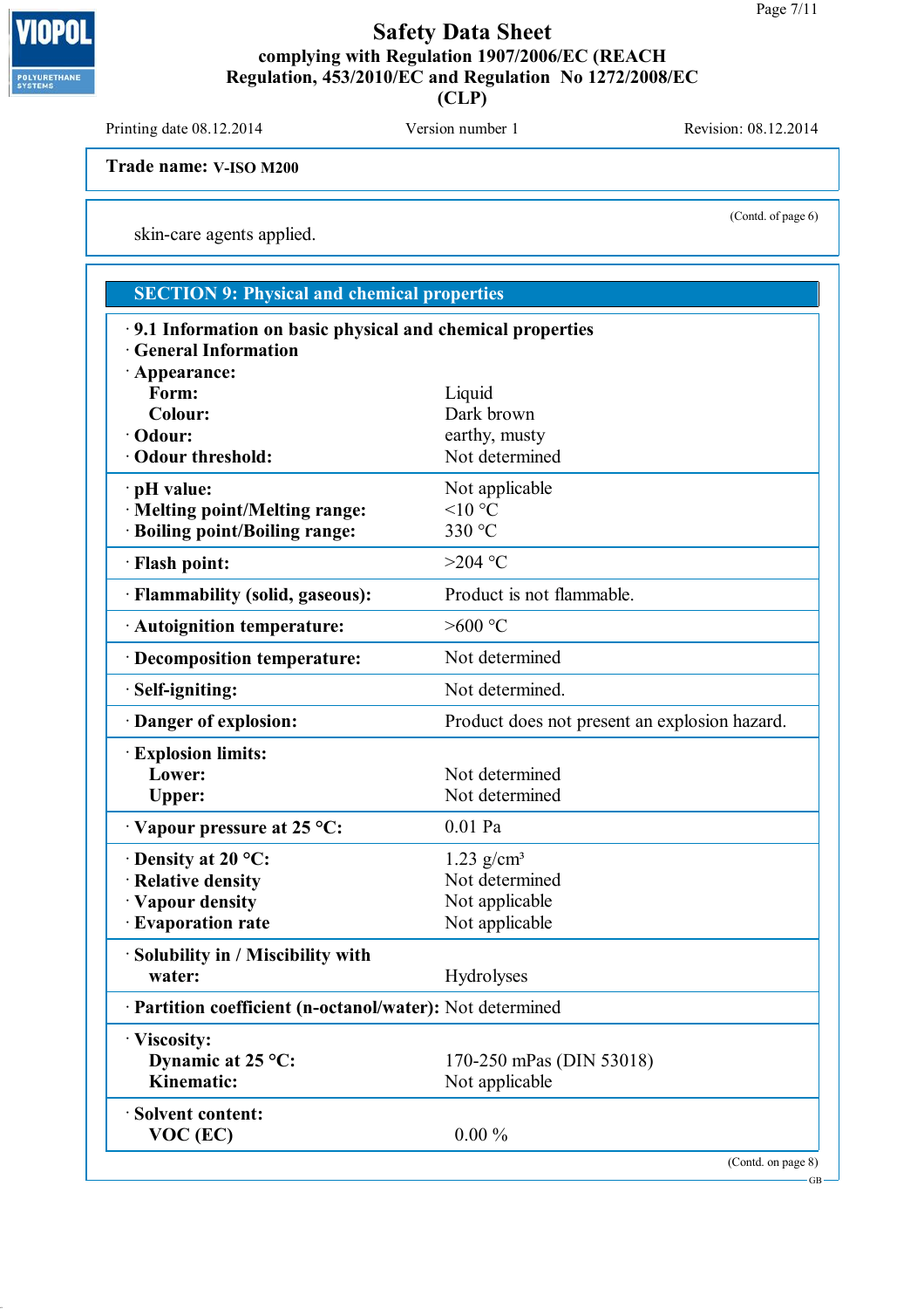**Trade name: V-ISO M200**

(Contd. of page 6)

skin-care agents applied.

## SECTION 9: Physical and chemical properties

| | |
|---|---|
| **· 9.1 Information on basic physical and chemical properties** | |
| **· General Information** | |
| **· Appearance:** | |
| **Form:** | Liquid |
| **Colour:** | Dark brown |
| **· Odour:** | earthy, musty |
| **· Odour threshold:** | Not determined |
| **· pH value:** | Not applicable |
| **· Melting point/Melting range:** | <10 °C |
| **· Boiling point/Boiling range:** | 330 °C |
| **· Flash point:** | >204 °C |
| **· Flammability (solid, gaseous):** | Product is not flammable. |
| **· Autoignition temperature:** | >600 °C |
| **· Decomposition temperature:** | Not determined |
| **· Self-igniting:** | Not determined. |
| **· Danger of explosion:** | Product does not present an explosion hazard. |
| **· Explosion limits:** | |
| **Lower:** | Not determined |
| **Upper:** | Not determined |
| **· Vapour pressure at 25 °C:** | 0.01 Pa |
| **· Density at 20 °C:** | 1.23 g/cm³ |
| **· Relative density** | Not determined |
| **· Vapour density** | Not applicable |
| **· Evaporation rate** | Not applicable |
| **· Solubility in / Miscibility with water:** | Hydrolyses |
| **· Partition coefficient (n-octanol/water):** | Not determined |
| **· Viscosity:** | |
| **Dynamic at 25 °C:** | 170-250 mPas (DIN 53018) |
| **Kinematic:** | Not applicable |
| **· Solvent content:** | |
| **VOC (EC)** | 0.00 % |

(Contd. on page 8)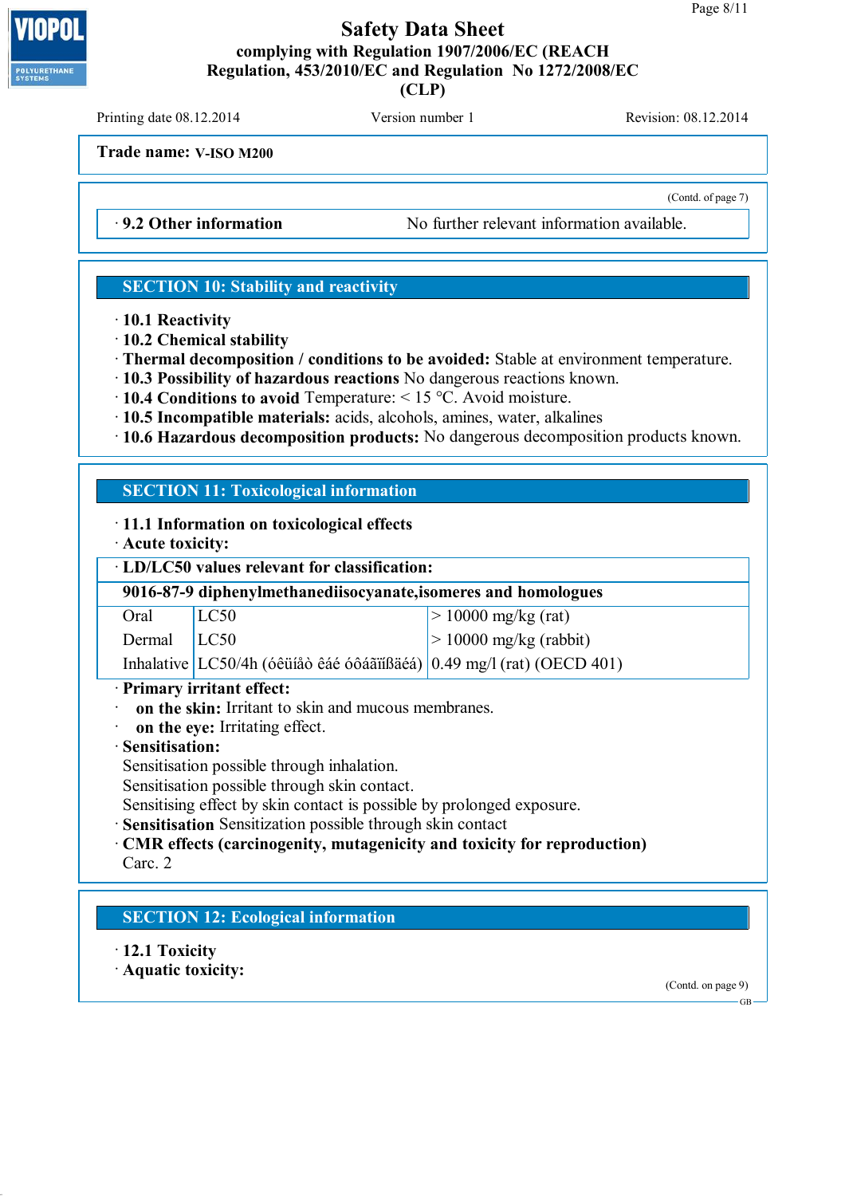**Safety Data Sheet**
**complying with Regulation 1907/2006/EC (REACH Regulation, 453/2010/EC and Regulation No 1272/2008/EC (CLP)**

Printing date 08.12.2014 | Version number 1 | Revision: 08.12.2014

**Trade name: V-ISO M200**

(Contd. of page 7)

· **9.2 Other information** No further relevant information available.

## SECTION 10: Stability and reactivity

· **10.1 Reactivity**
· **10.2 Chemical stability**
· **Thermal decomposition / conditions to be avoided:** Stable at environment temperature.
· **10.3 Possibility of hazardous reactions** No dangerous reactions known.
· **10.4 Conditions to avoid** Temperature: < 15 °C. Avoid moisture.
· **10.5 Incompatible materials:** acids, alcohols, amines, water, alkalines
· **10.6 Hazardous decomposition products:** No dangerous decomposition products known.

## SECTION 11: Toxicological information

· **11.1 Information on toxicological effects**
· **Acute toxicity:**

| · **LD/LC50 values relevant for classification:** | | |
|---|---|---|
| **9016-87-9 diphenylmethanediisocyanate,isomeres and homologues** | | |
| Oral | LC50 | > 10000 mg/kg (rat) |
| Dermal | LC50 | > 10000 mg/kg (rabbit) |
| Inhalative | LC50/4h (óêüíåò êáé óôåãïíßäéá) | 0.49 mg/l (rat) (OECD 401) |

· **Primary irritant effect:**
· **on the skin:** Irritant to skin and mucous membranes.
· **on the eye:** Irritating effect.
· **Sensitisation:**
Sensitisation possible through inhalation.
Sensitisation possible through skin contact.
Sensitising effect by skin contact is possible by prolonged exposure.
· **Sensitisation** Sensitization possible through skin contact
· **CMR effects (carcinogenity, mutagenicity and toxicity for reproduction)**
Carc. 2

## SECTION 12: Ecological information

· **12.1 Toxicity**
· **Aquatic toxicity:**

(Contd. on page 9)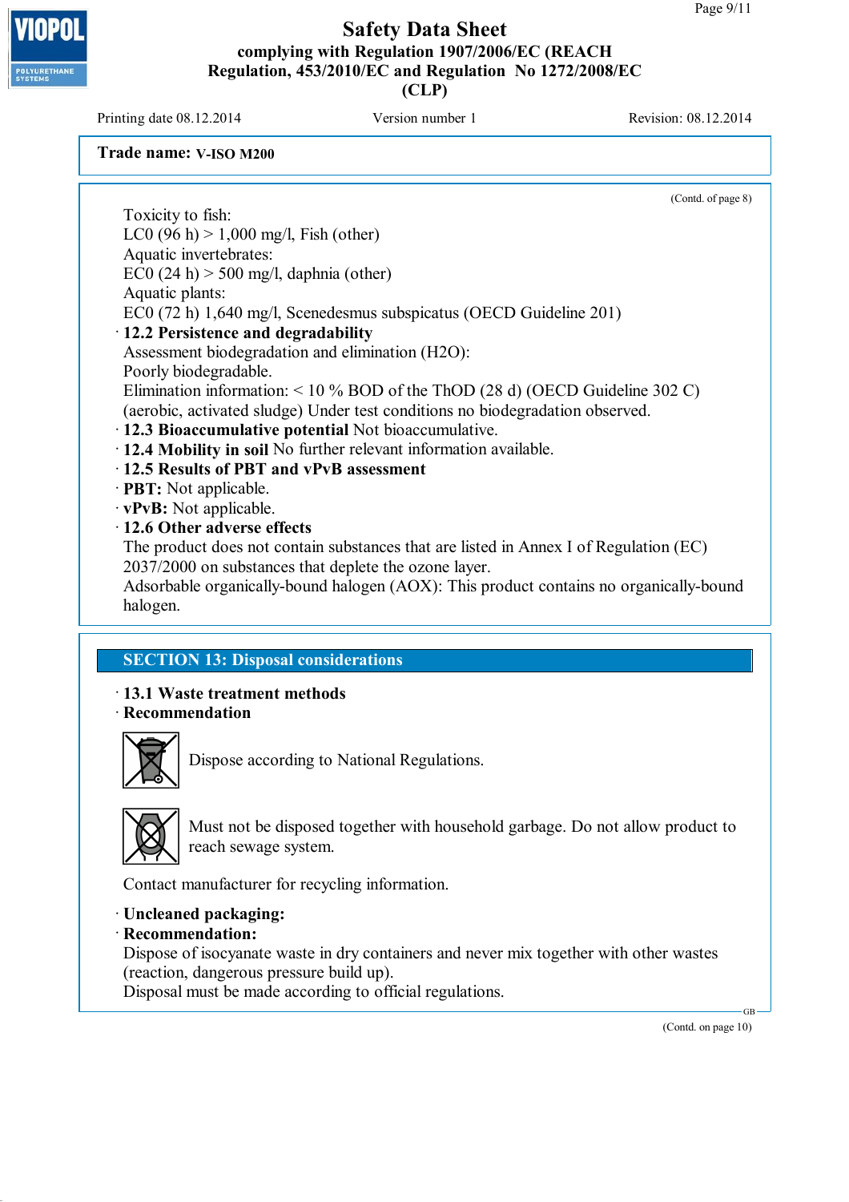**Trade name: V-ISO M200**

(Contd. of page 8)

Toxicity to fish:
LC0 (96 h) > 1,000 mg/l, Fish (other)
Aquatic invertebrates:
EC0 (24 h) > 500 mg/l, daphnia (other)
Aquatic plants:
EC0 (72 h) 1,640 mg/l, Scenedesmus subspicatus (OECD Guideline 201)

· **12.2 Persistence and degradability**
Assessment biodegradation and elimination ($H_2O$):
Poorly biodegradable.
Elimination information: < 10 % BOD of the ThOD (28 d) (OECD Guideline 302 C) (aerobic, activated sludge) Under test conditions no biodegradation observed.
· **12.3 Bioaccumulative potential** Not bioaccumulative.
· **12.4 Mobility in soil** No further relevant information available.
· **12.5 Results of PBT and vPvB assessment**
· **PBT:** Not applicable.
· **vPvB:** Not applicable.
· **12.6 Other adverse effects**
The product does not contain substances that are listed in Annex I of Regulation (EC) 2037/2000 on substances that deplete the ozone layer.
Adsorbable organically-bound halogen (AOX): This product contains no organically-bound halogen.

## SECTION 13: Disposal considerations

· **13.1 Waste treatment methods**
· **Recommendation**

Dispose according to National Regulations.

Must not be disposed together with household garbage. Do not allow product to reach sewage system.

Contact manufacturer for recycling information.

· **Uncleaned packaging:**
· **Recommendation:**
Dispose of isocyanate waste in dry containers and never mix together with other wastes (reaction, dangerous pressure build up).
Disposal must be made according to official regulations.

(Contd. on page 10)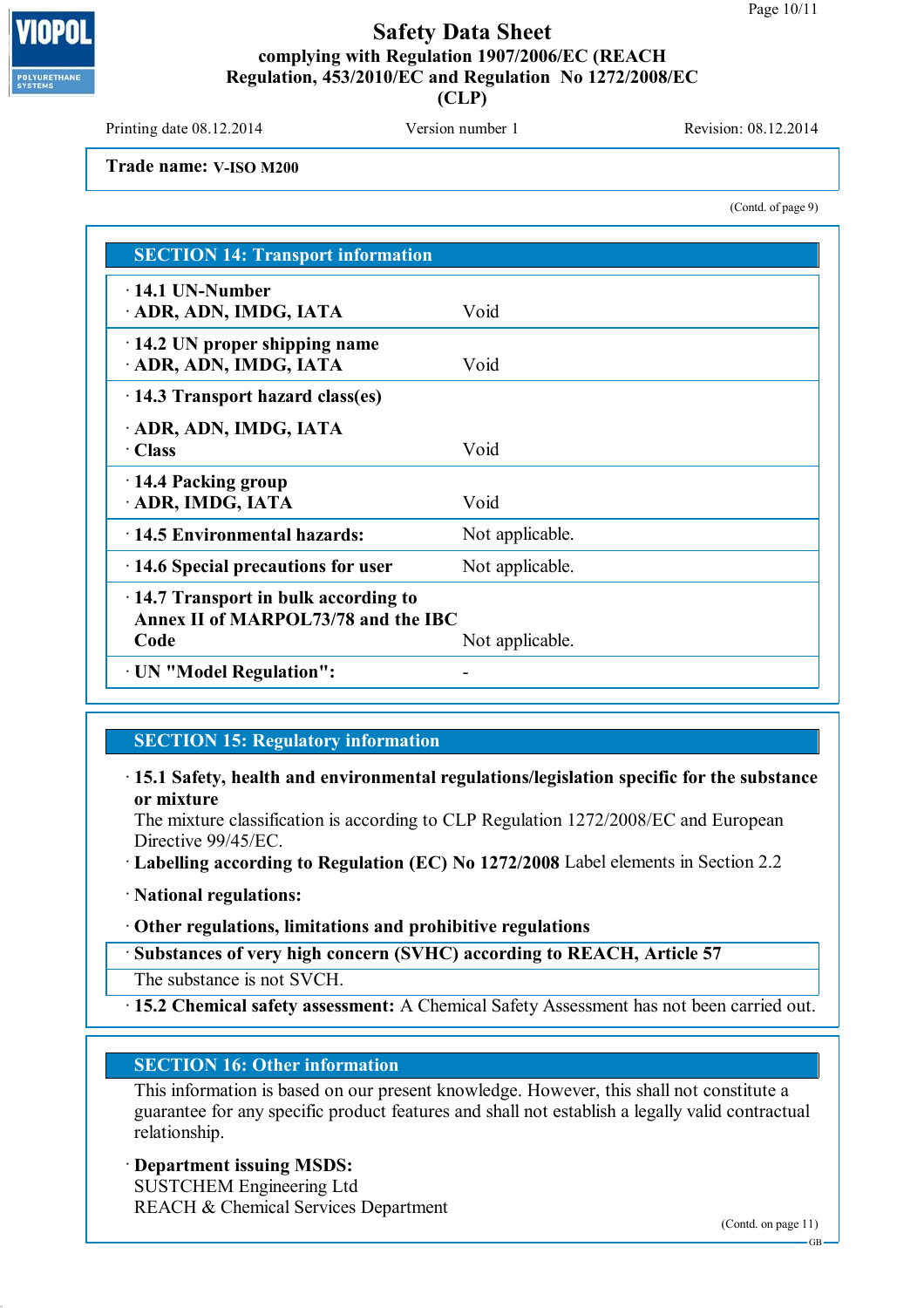**Trade name:** V-ISO M200

(Contd. of page 9)

## SECTION 14: Transport information

| | |
|---|---|
| · **14.1 UN-Number** · **ADR, ADN, IMDG, IATA** | Void |
| · **14.2 UN proper shipping name** · **ADR, ADN, IMDG, IATA** | Void |
| · **14.3 Transport hazard class(es)** · **ADR, ADN, IMDG, IATA** · **Class** | Void |
| · **14.4 Packing group** · **ADR, IMDG, IATA** | Void |
| · **14.5 Environmental hazards:** | Not applicable. |
| · **14.6 Special precautions for user** | Not applicable. |
| · **14.7 Transport in bulk according to Annex II of MARPOL73/78 and the IBC Code** | Not applicable. |
| · **UN "Model Regulation":** | - |

## SECTION 15: Regulatory information

· **15.1 Safety, health and environmental regulations/legislation specific for the substance or mixture**
The mixture classification is according to CLP Regulation 1272/2008/EC and European Directive 99/45/EC.

· **Labelling according to Regulation (EC) No 1272/2008** Label elements in Section 2.2

· **National regulations:**

· **Other regulations, limitations and prohibitive regulations**

· **Substances of very high concern (SVHC) according to REACH, Article 57**
The substance is not SVCH.

· **15.2 Chemical safety assessment:** A Chemical Safety Assessment has not been carried out.

## SECTION 16: Other information

This information is based on our present knowledge. However, this shall not constitute a guarantee for any specific product features and shall not establish a legally valid contractual relationship.

· **Department issuing MSDS:**
SUSTCHEM Engineering Ltd
REACH & Chemical Services Department

(Contd. on page 11)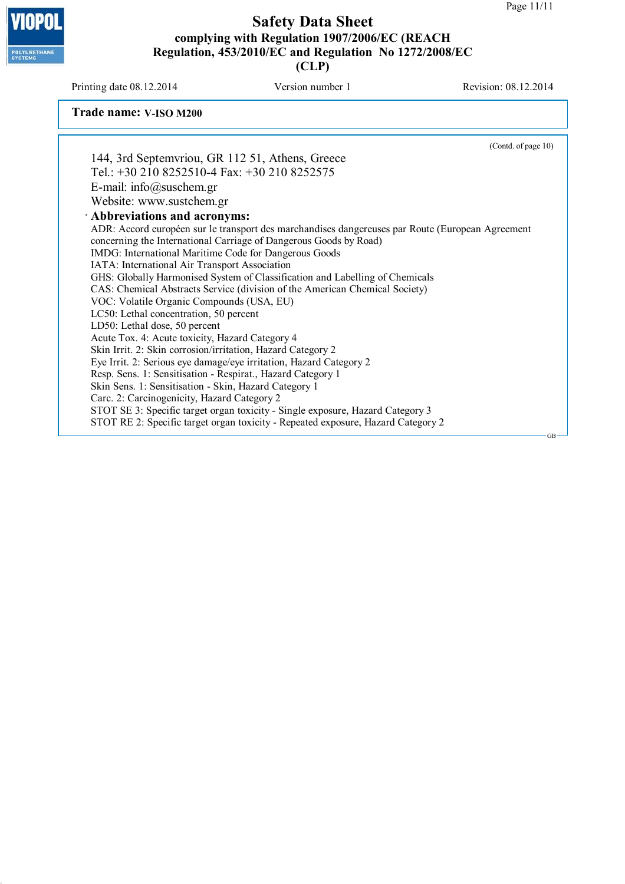Trade name: V-ISO M200

(Contd. of page 10)

144, 3rd Septemvriou, GR 112 51, Athens, Greece
Tel.: +30 210 8252510-4 Fax: +30 210 8252575
E-mail: info@suschem.gr
Website: www.sustchem.gr

· **Abbreviations and acronyms:**

ADR: Accord européen sur le transport des marchandises dangereuses par Route (European Agreement concerning the International Carriage of Dangerous Goods by Road)
IMDG: International Maritime Code for Dangerous Goods
IATA: International Air Transport Association
GHS: Globally Harmonised System of Classification and Labelling of Chemicals
CAS: Chemical Abstracts Service (division of the American Chemical Society)
VOC: Volatile Organic Compounds (USA, EU)
LC50: Lethal concentration, 50 percent
LD50: Lethal dose, 50 percent
Acute Tox. 4: Acute toxicity, Hazard Category 4
Skin Irrit. 2: Skin corrosion/irritation, Hazard Category 2
Eye Irrit. 2: Serious eye damage/eye irritation, Hazard Category 2
Resp. Sens. 1: Sensitisation - Respirat., Hazard Category 1
Skin Sens. 1: Sensitisation - Skin, Hazard Category 1
Carc. 2: Carcinogenicity, Hazard Category 2
STOT SE 3: Specific target organ toxicity - Single exposure, Hazard Category 3
STOT RE 2: Specific target organ toxicity - Repeated exposure, Hazard Category 2